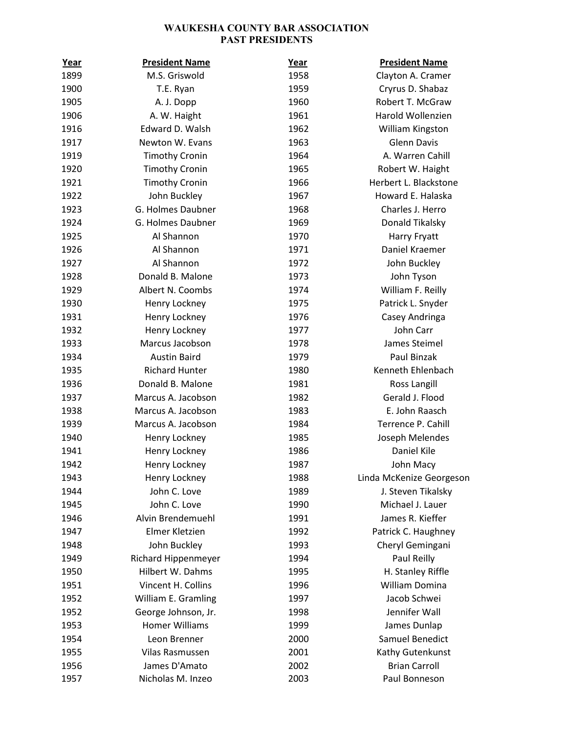# WAUKESHA COUNTY BAR ASSOCIATION
## PAST PRESIDENTS

| Year | President Name | Year | President Name |
| --- | --- | --- | --- |
| 1899 | M.S. Griswold | 1958 | Clayton A. Cramer |
| 1900 | T.E. Ryan | 1959 | Cryrus D. Shabaz |
| 1905 | A. J. Dopp | 1960 | Robert T. McGraw |
| 1906 | A. W. Haight | 1961 | Harold Wollenzien |
| 1916 | Edward D. Walsh | 1962 | William Kingston |
| 1917 | Newton W. Evans | 1963 | Glenn Davis |
| 1919 | Timothy Cronin | 1964 | A. Warren Cahill |
| 1920 | Timothy Cronin | 1965 | Robert W. Haight |
| 1921 | Timothy Cronin | 1966 | Herbert L. Blackstone |
| 1922 | John Buckley | 1967 | Howard E. Halaska |
| 1923 | G. Holmes Daubner | 1968 | Charles J. Herro |
| 1924 | G. Holmes Daubner | 1969 | Donald Tikalsky |
| 1925 | Al Shannon | 1970 | Harry Fryatt |
| 1926 | Al Shannon | 1971 | Daniel Kraemer |
| 1927 | Al Shannon | 1972 | John Buckley |
| 1928 | Donald B. Malone | 1973 | John Tyson |
| 1929 | Albert N. Coombs | 1974 | William F. Reilly |
| 1930 | Henry Lockney | 1975 | Patrick L. Snyder |
| 1931 | Henry Lockney | 1976 | Casey Andringa |
| 1932 | Henry Lockney | 1977 | John Carr |
| 1933 | Marcus Jacobson | 1978 | James Steimel |
| 1934 | Austin Baird | 1979 | Paul Binzak |
| 1935 | Richard Hunter | 1980 | Kenneth Ehlenbach |
| 1936 | Donald B. Malone | 1981 | Ross Langill |
| 1937 | Marcus A. Jacobson | 1982 | Gerald J. Flood |
| 1938 | Marcus A. Jacobson | 1983 | E. John Raasch |
| 1939 | Marcus A. Jacobson | 1984 | Terrence P. Cahill |
| 1940 | Henry Lockney | 1985 | Joseph Melendes |
| 1941 | Henry Lockney | 1986 | Daniel Kile |
| 1942 | Henry Lockney | 1987 | John Macy |
| 1943 | Henry Lockney | 1988 | Linda McKenize Georgeson |
| 1944 | John C. Love | 1989 | J. Steven Tikalsky |
| 1945 | John C. Love | 1990 | Michael J. Lauer |
| 1946 | Alvin Brendemuehl | 1991 | James R. Kieffer |
| 1947 | Elmer Kletzien | 1992 | Patrick C. Haughney |
| 1948 | John Buckley | 1993 | Cheryl Gemingani |
| 1949 | Richard Hippenmeyer | 1994 | Paul Reilly |
| 1950 | Hilbert W. Dahms | 1995 | H. Stanley Riffle |
| 1951 | Vincent H. Collins | 1996 | William Domina |
| 1952 | William E. Gramling | 1997 | Jacob Schwei |
| 1952 | George Johnson, Jr. | 1998 | Jennifer Wall |
| 1953 | Homer Williams | 1999 | James Dunlap |
| 1954 | Leon Brenner | 2000 | Samuel Benedict |
| 1955 | Vilas Rasmussen | 2001 | Kathy Gutenkunst |
| 1956 | James D'Amato | 2002 | Brian Carroll |
| 1957 | Nicholas M. Inzeo | 2003 | Paul Bonneson |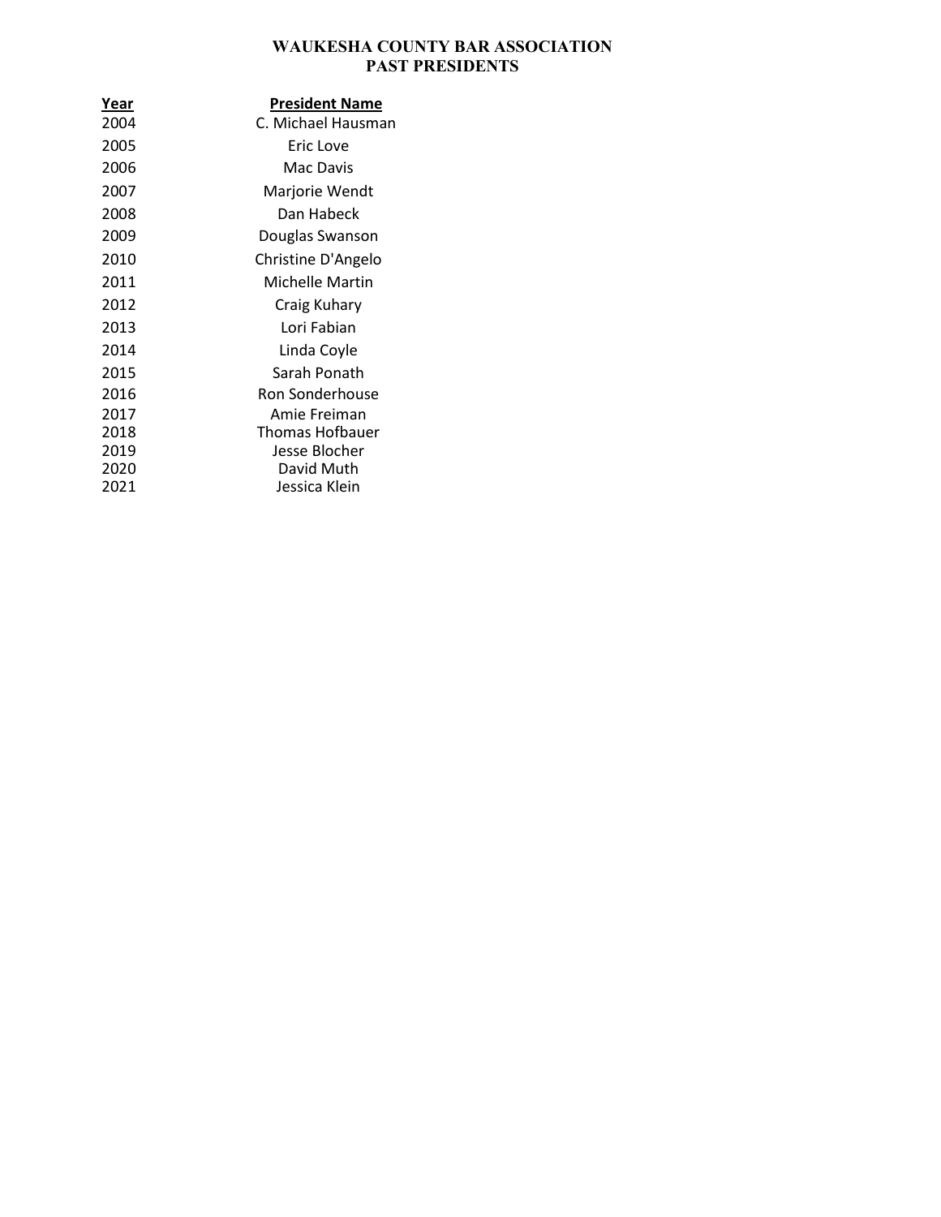# WAUKESHA COUNTY BAR ASSOCIATION
## PAST PRESIDENTS

| Year | President Name |
|---|---|
| 2004 | C. Michael Hausman |
| 2005 | Eric Love |
| 2006 | Mac Davis |
| 2007 | Marjorie Wendt |
| 2008 | Dan Habeck |
| 2009 | Douglas Swanson |
| 2010 | Christine D'Angelo |
| 2011 | Michelle Martin |
| 2012 | Craig Kuhary |
| 2013 | Lori Fabian |
| 2014 | Linda Coyle |
| 2015 | Sarah Ponath |
| 2016 | Ron Sonderhouse |
| 2017 | Amie Freiman |
| 2018 | Thomas Hofbauer |
| 2019 | Jesse Blocher |
| 2020 | David Muth |
| 2021 | Jessica Klein |